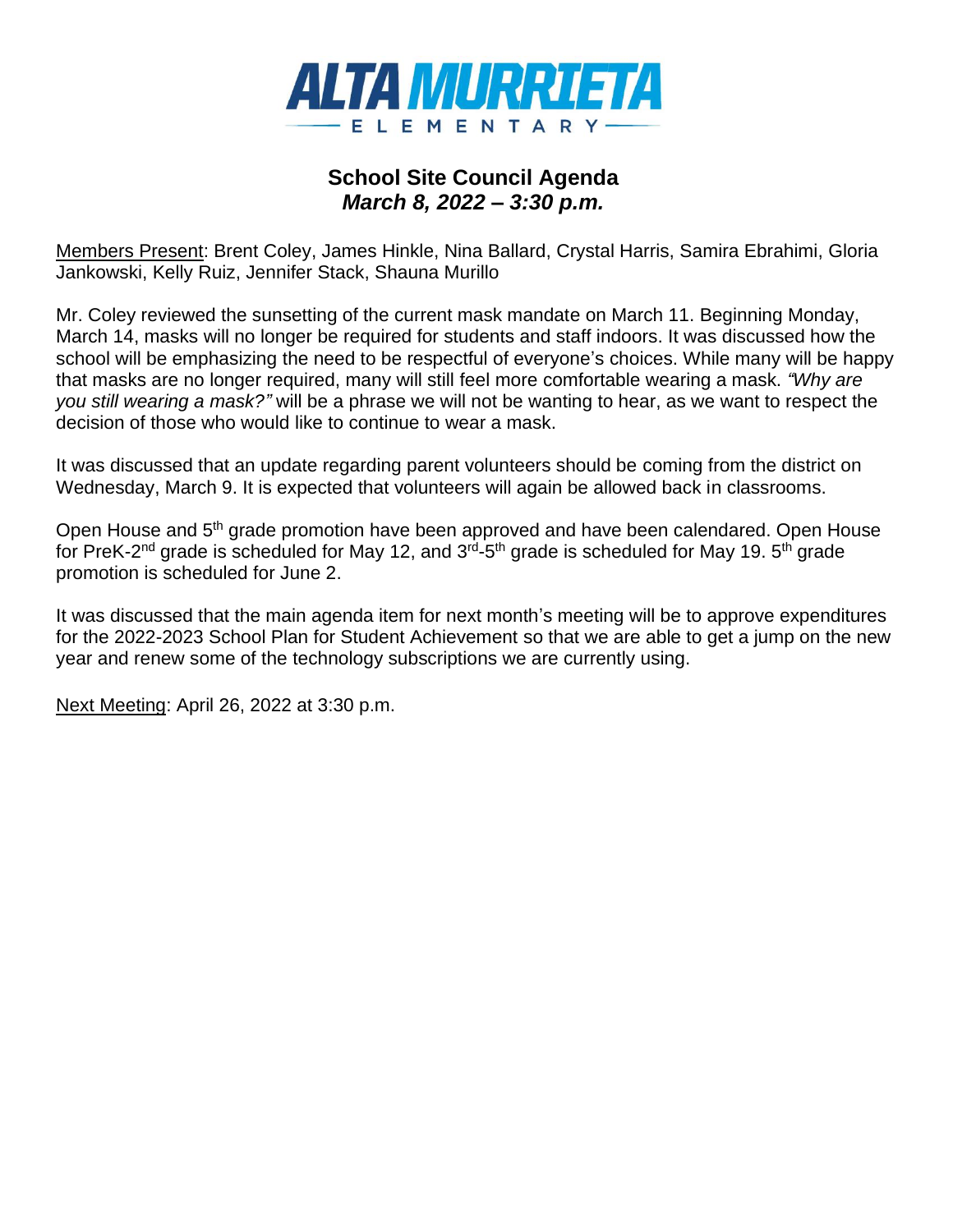# ALTA MURRIETA ELEMENTARY

## School Site Council Agenda
***March 8, 2022 – 3:30 p.m.***

Members Present: Brent Coley, James Hinkle, Nina Ballard, Crystal Harris, Samira Ebrahimi, Gloria Jankowski, Kelly Ruiz, Jennifer Stack, Shauna Murillo

Mr. Coley reviewed the sunsetting of the current mask mandate on March 11. Beginning Monday, March 14, masks will no longer be required for students and staff indoors. It was discussed how the school will be emphasizing the need to be respectful of everyone's choices. While many will be happy that masks are no longer required, many will still feel more comfortable wearing a mask. *"Why are you still wearing a mask?"* will be a phrase we will not be wanting to hear, as we want to respect the decision of those who would like to continue to wear a mask.

It was discussed that an update regarding parent volunteers should be coming from the district on Wednesday, March 9. It is expected that volunteers will again be allowed back in classrooms.

Open House and 5th grade promotion have been approved and have been calendared. Open House for PreK-2nd grade is scheduled for May 12, and 3rd-5th grade is scheduled for May 19. 5th grade promotion is scheduled for June 2.

It was discussed that the main agenda item for next month's meeting will be to approve expenditures for the 2022-2023 School Plan for Student Achievement so that we are able to get a jump on the new year and renew some of the technology subscriptions we are currently using.

Next Meeting: April 26, 2022 at 3:30 p.m.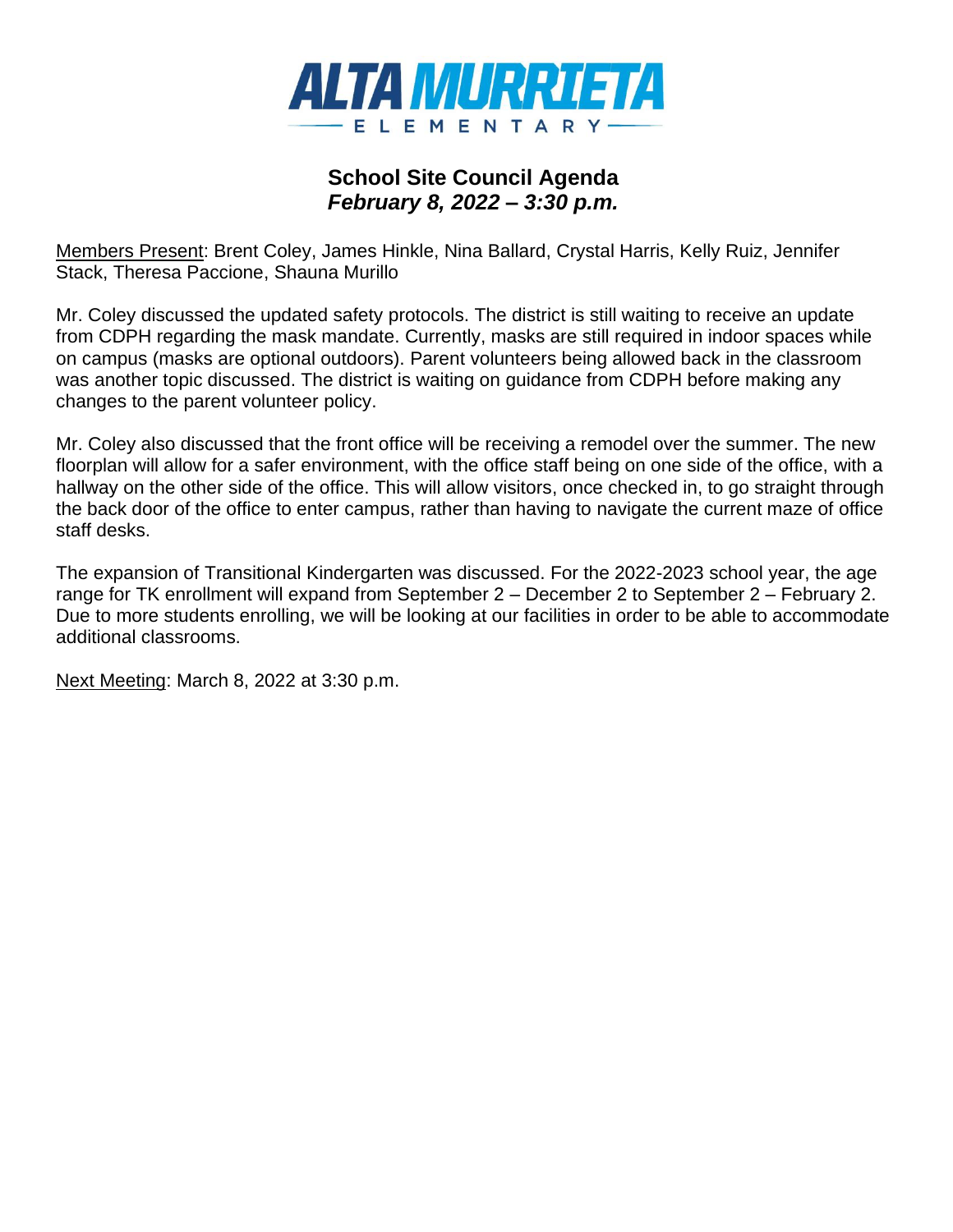# ALTA MURRIETA

ELEMENTARY

## School Site Council Agenda
### *February 8, 2022 – 3:30 p.m.*

Members Present: Brent Coley, James Hinkle, Nina Ballard, Crystal Harris, Kelly Ruiz, Jennifer Stack, Theresa Paccione, Shauna Murillo

Mr. Coley discussed the updated safety protocols. The district is still waiting to receive an update from CDPH regarding the mask mandate. Currently, masks are still required in indoor spaces while on campus (masks are optional outdoors). Parent volunteers being allowed back in the classroom was another topic discussed. The district is waiting on guidance from CDPH before making any changes to the parent volunteer policy.

Mr. Coley also discussed that the front office will be receiving a remodel over the summer. The new floorplan will allow for a safer environment, with the office staff being on one side of the office, with a hallway on the other side of the office. This will allow visitors, once checked in, to go straight through the back door of the office to enter campus, rather than having to navigate the current maze of office staff desks.

The expansion of Transitional Kindergarten was discussed. For the 2022-2023 school year, the age range for TK enrollment will expand from September 2 – December 2 to September 2 – February 2. Due to more students enrolling, we will be looking at our facilities in order to be able to accommodate additional classrooms.

Next Meeting: March 8, 2022 at 3:30 p.m.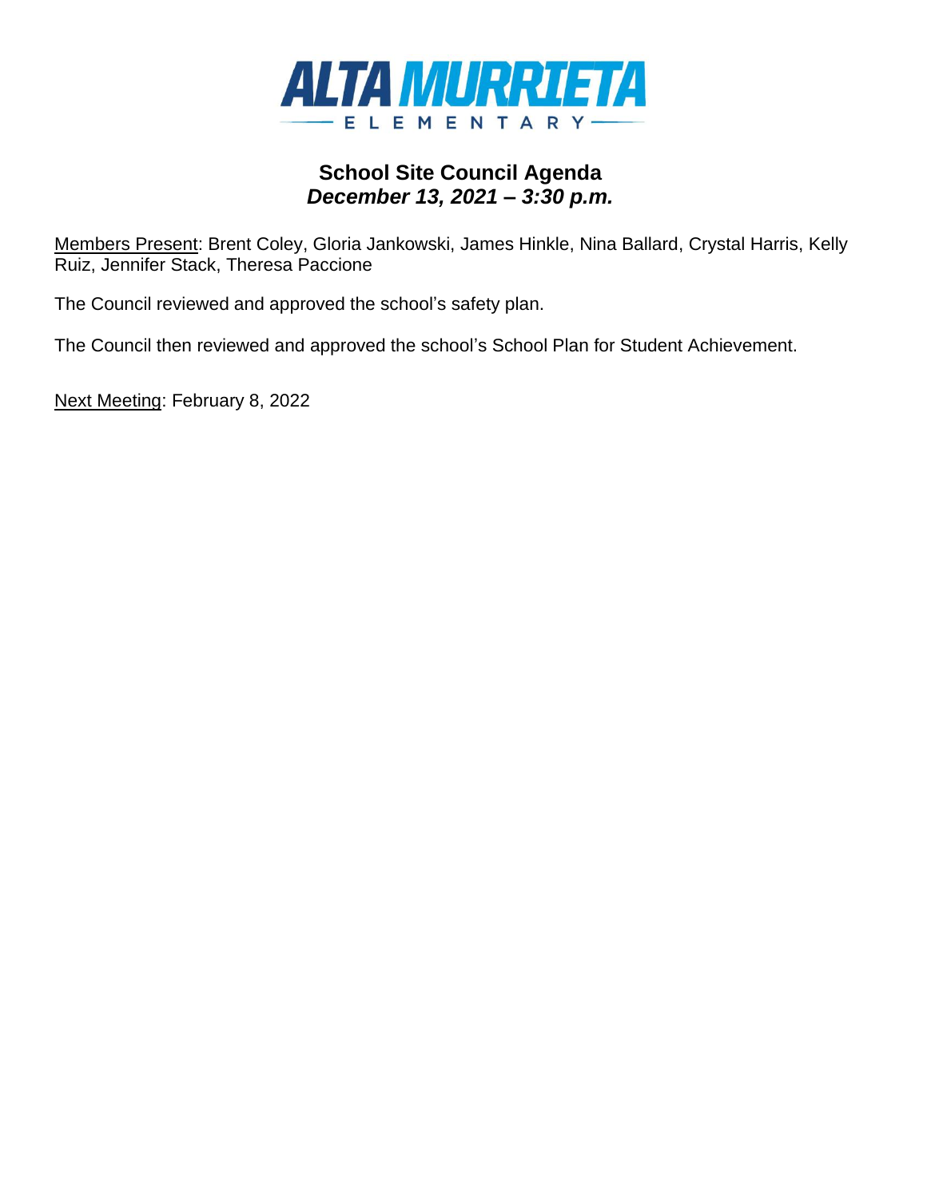**ALTA MURRIETA**
ELEMENTARY

## School Site Council Agenda
### *December 13, 2021 – 3:30 p.m.*

Members Present: Brent Coley, Gloria Jankowski, James Hinkle, Nina Ballard, Crystal Harris, Kelly Ruiz, Jennifer Stack, Theresa Paccione

The Council reviewed and approved the school's safety plan.

The Council then reviewed and approved the school's School Plan for Student Achievement.

Next Meeting: February 8, 2022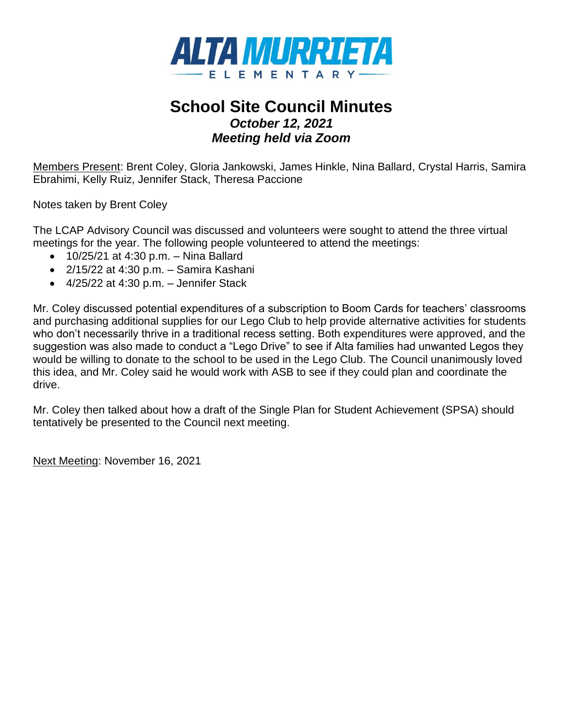**ALTA MURRIETA**
ELEMENTARY

# School Site Council Minutes

***October 12, 2021***
***Meeting held via Zoom***

Members Present: Brent Coley, Gloria Jankowski, James Hinkle, Nina Ballard, Crystal Harris, Samira Ebrahimi, Kelly Ruiz, Jennifer Stack, Theresa Paccione

Notes taken by Brent Coley

The LCAP Advisory Council was discussed and volunteers were sought to attend the three virtual meetings for the year. The following people volunteered to attend the meetings:

- 10/25/21 at 4:30 p.m. – Nina Ballard
- 2/15/22 at 4:30 p.m. – Samira Kashani
- 4/25/22 at 4:30 p.m. – Jennifer Stack

Mr. Coley discussed potential expenditures of a subscription to Boom Cards for teachers' classrooms and purchasing additional supplies for our Lego Club to help provide alternative activities for students who don't necessarily thrive in a traditional recess setting. Both expenditures were approved, and the suggestion was also made to conduct a "Lego Drive" to see if Alta families had unwanted Legos they would be willing to donate to the school to be used in the Lego Club. The Council unanimously loved this idea, and Mr. Coley said he would work with ASB to see if they could plan and coordinate the drive.

Mr. Coley then talked about how a draft of the Single Plan for Student Achievement (SPSA) should tentatively be presented to the Council next meeting.

Next Meeting: November 16, 2021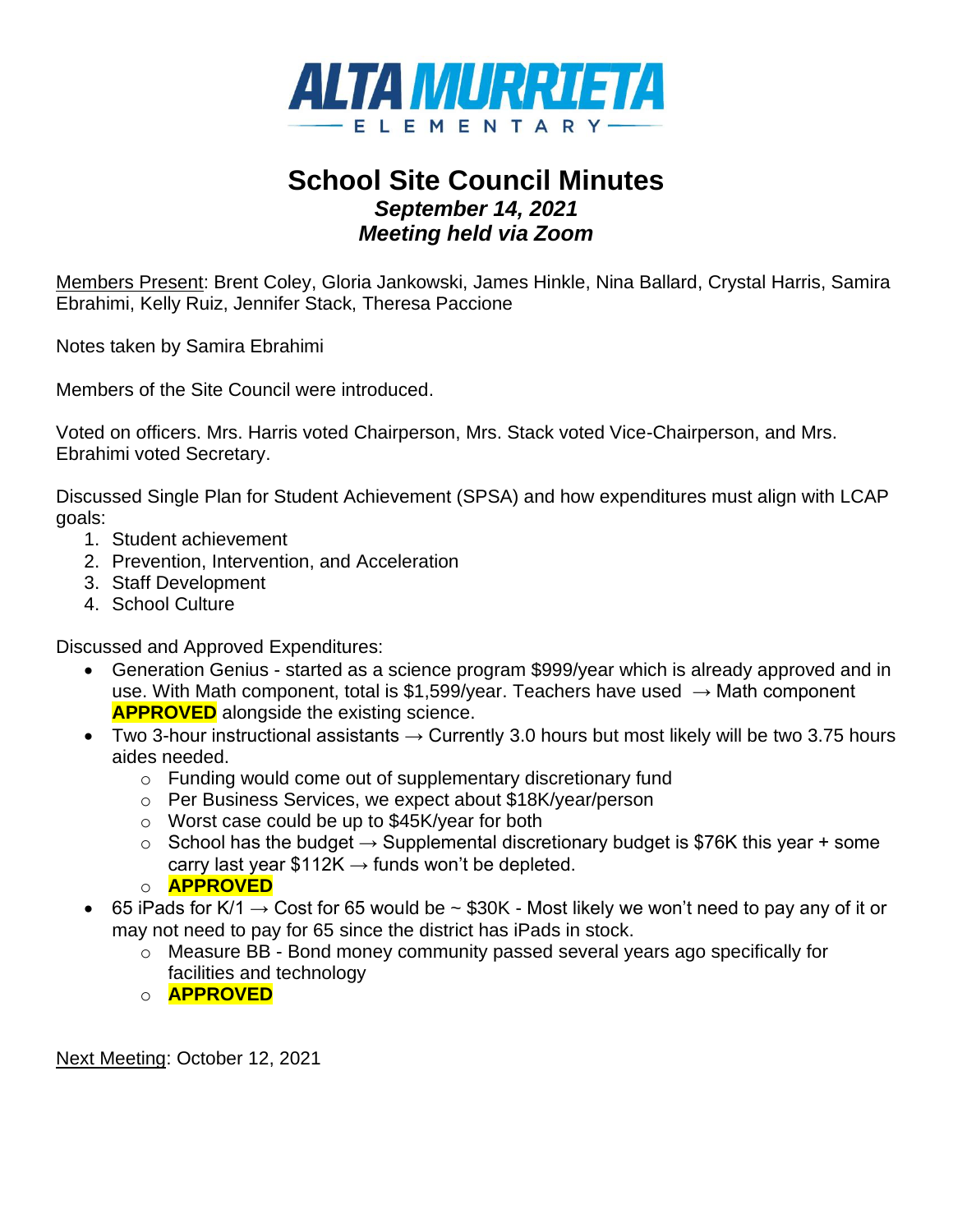ALTA MURRIETA
ELEMENTARY

# School Site Council Minutes

***September 14, 2021***
***Meeting held via Zoom***

Members Present: Brent Coley, Gloria Jankowski, James Hinkle, Nina Ballard, Crystal Harris, Samira Ebrahimi, Kelly Ruiz, Jennifer Stack, Theresa Paccione

Notes taken by Samira Ebrahimi

Members of the Site Council were introduced.

Voted on officers. Mrs. Harris voted Chairperson, Mrs. Stack voted Vice-Chairperson, and Mrs. Ebrahimi voted Secretary.

Discussed Single Plan for Student Achievement (SPSA) and how expenditures must align with LCAP goals:

1. Student achievement
2. Prevention, Intervention, and Acceleration
3. Staff Development
4. School Culture

Discussed and Approved Expenditures:

- Generation Genius - started as a science program $999/year which is already approved and in use. With Math component, total is $1,599/year. Teachers have used → Math component **APPROVED** alongside the existing science.
- Two 3-hour instructional assistants → Currently 3.0 hours but most likely will be two 3.75 hours aides needed.
  - Funding would come out of supplementary discretionary fund
  - Per Business Services, we expect about $18K/year/person
  - Worst case could be up to $45K/year for both
  - School has the budget → Supplemental discretionary budget is $76K this year + some carry last year $112K → funds won't be depleted.
  - **APPROVED**
- 65 iPads for K/1 → Cost for 65 would be ~ $30K - Most likely we won't need to pay any of it or may not need to pay for 65 since the district has iPads in stock.
  - Measure BB - Bond money community passed several years ago specifically for facilities and technology
  - **APPROVED**

Next Meeting: October 12, 2021